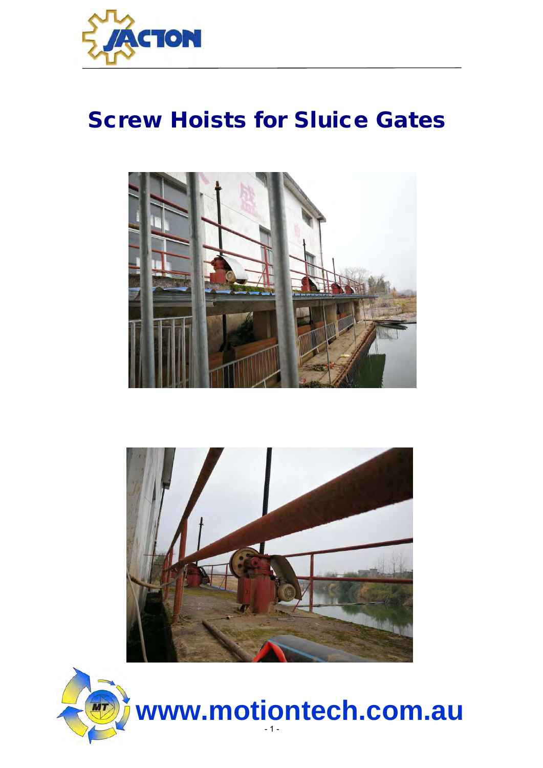# Screw Hoists for Sluice Gates

www.motiontech.com.au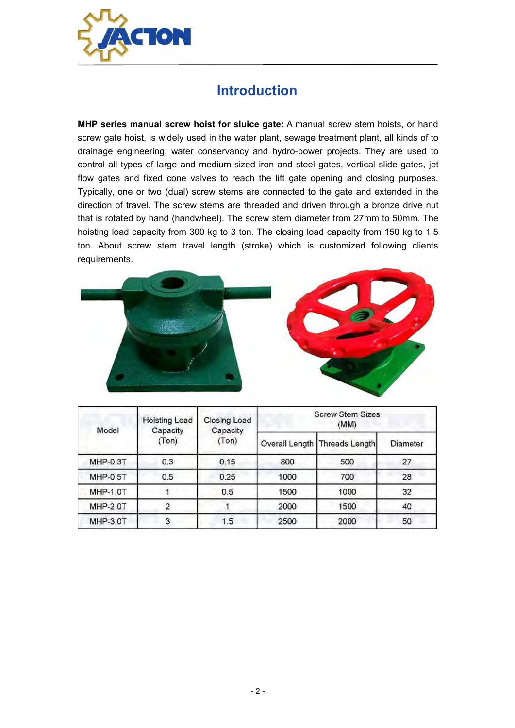# Introduction

**MHP series manual screw hoist for sluice gate:** A manual screw stem hoists, or hand screw gate hoist, is widely used in the water plant, sewage treatment plant, all kinds of to drainage engineering, water conservancy and hydro-power projects. They are used to control all types of large and medium-sized iron and steel gates, vertical slide gates, jet flow gates and fixed cone valves to reach the lift gate opening and closing purposes. Typically, one or two (dual) screw stems are connected to the gate and extended in the direction of travel. The screw stems are threaded and driven through a bronze drive nut that is rotated by hand (handwheel). The screw stem diameter from 27mm to 50mm. The hoisting load capacity from 300 kg to 3 ton. The closing load capacity from 150 kg to 1.5 ton. About screw stem travel length (stroke) which is customized following clients requirements.

| Model | Hoisting Load Capacity (Ton) | Closing Load Capacity (Ton) | Screw Stem Sizes (MM) | | |
|---|---|---|---|---|---|
| | | | Overall Length | Threads Length | Diameter |
| MHP-0.3T | 0.3 | 0.15 | 800 | 500 | 27 |
| MHP-0.5T | 0.5 | 0.25 | 1000 | 700 | 28 |
| MHP-1.0T | 1 | 0.5 | 1500 | 1000 | 32 |
| MHP-2.0T | 2 | 1 | 2000 | 1500 | 40 |
| MHP-3.0T | 3 | 1.5 | 2500 | 2000 | 50 |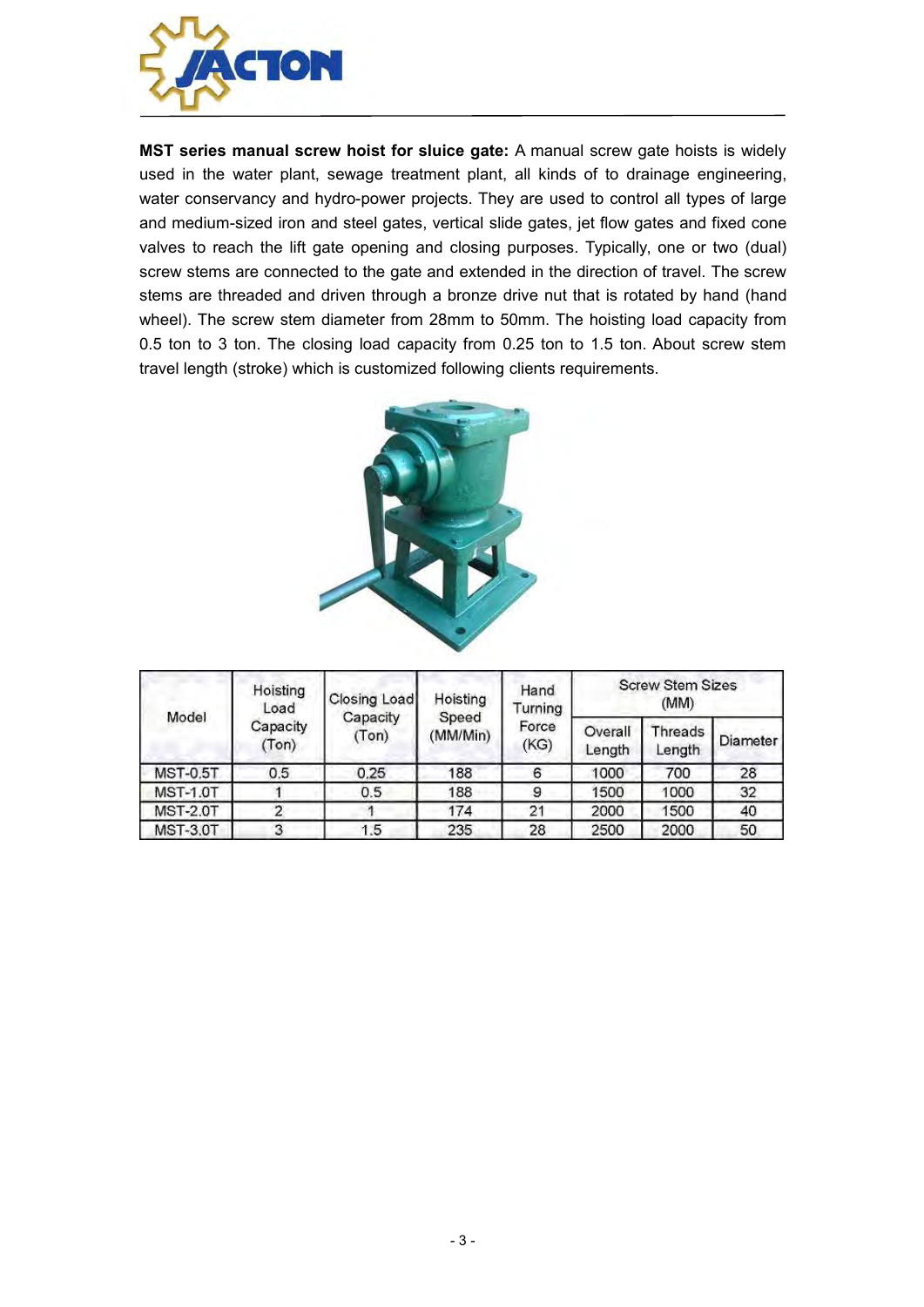**MST series manual screw hoist for sluice gate:** A manual screw gate hoists is widely used in the water plant, sewage treatment plant, all kinds of to drainage engineering, water conservancy and hydro-power projects. They are used to control all types of large and medium-sized iron and steel gates, vertical slide gates, jet flow gates and fixed cone valves to reach the lift gate opening and closing purposes. Typically, one or two (dual) screw stems are connected to the gate and extended in the direction of travel. The screw stems are threaded and driven through a bronze drive nut that is rotated by hand (hand wheel). The screw stem diameter from 28mm to 50mm. The hoisting load capacity from 0.5 ton to 3 ton. The closing load capacity from 0.25 ton to 1.5 ton. About screw stem travel length (stroke) which is customized following clients requirements.

| Model | Hoisting Load Capacity (Ton) | Closing Load Capacity (Ton) | Hoisting Speed (MM/Min) | Hand Turning Force (KG) | Screw Stem Sizes (MM) | | |
|---|---|---|---|---|---|---|---|
| | | | | | Overall Length | Threads Length | Diameter |
| MST-0.5T | 0.5 | 0.25 | 188 | 6 | 1000 | 700 | 28 |
| MST-1.0T | 1 | 0.5 | 188 | 9 | 1500 | 1000 | 32 |
| MST-2.0T | 2 | 1 | 174 | 21 | 2000 | 1500 | 40 |
| MST-3.0T | 3 | 1.5 | 235 | 28 | 2500 | 2000 | 50 |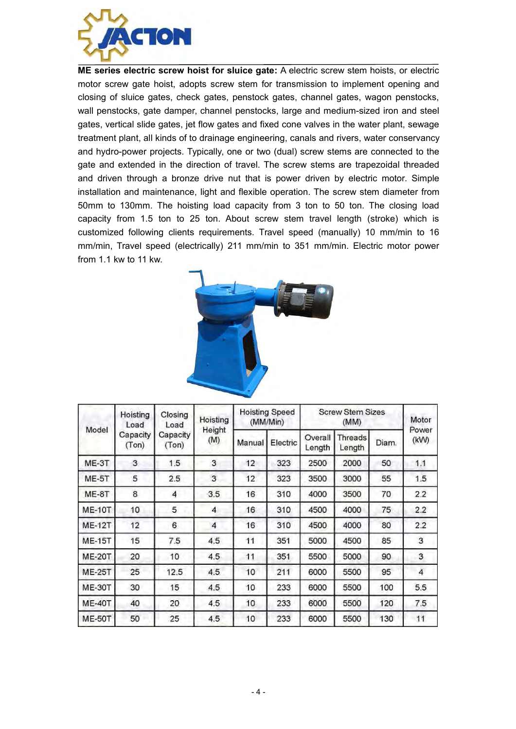**ME series electric screw hoist for sluice gate:** A electric screw stem hoists, or electric motor screw gate hoist, adopts screw stem for transmission to implement opening and closing of sluice gates, check gates, penstock gates, channel gates, wagon penstocks, wall penstocks, gate damper, channel penstocks, large and medium-sized iron and steel gates, vertical slide gates, jet flow gates and fixed cone valves in the water plant, sewage treatment plant, all kinds of to drainage engineering, canals and rivers, water conservancy and hydro-power projects. Typically, one or two (dual) screw stems are connected to the gate and extended in the direction of travel. The screw stems are trapezoidal threaded and driven through a bronze drive nut that is power driven by electric motor. Simple installation and maintenance, light and flexible operation. The screw stem diameter from 50mm to 130mm. The hoisting load capacity from 3 ton to 50 ton. The closing load capacity from 1.5 ton to 25 ton. About screw stem travel length (stroke) which is customized following clients requirements. Travel speed (manually) 10 mm/min to 16 mm/min, Travel speed (electrically) 211 mm/min to 351 mm/min. Electric motor power from 1.1 kw to 11 kw.

| Model | Hoisting Load Capacity (Ton) | Closing Load Capacity (Ton) | Hoisting Height (M) | Hoisting Speed (MM/Min) | | Screw Stem Sizes (MM) | | | Motor Power (kW) |
|---|---|---|---|---|---|---|---|---|---|
| | | | | Manual | Electric | Overall Length | Threads Length | Diam. | |
| ME-3T | 3 | 1.5 | 3 | 12 | 323 | 2500 | 2000 | 50 | 1.1 |
| ME-5T | 5 | 2.5 | 3 | 12 | 323 | 3500 | 3000 | 55 | 1.5 |
| ME-8T | 8 | 4 | 3.5 | 16 | 310 | 4000 | 3500 | 70 | 2.2 |
| ME-10T | 10 | 5 | 4 | 16 | 310 | 4500 | 4000 | 75 | 2.2 |
| ME-12T | 12 | 6 | 4 | 16 | 310 | 4500 | 4000 | 80 | 2.2 |
| ME-15T | 15 | 7.5 | 4.5 | 11 | 351 | 5000 | 4500 | 85 | 3 |
| ME-20T | 20 | 10 | 4.5 | 11 | 351 | 5500 | 5000 | 90 | 3 |
| ME-25T | 25 | 12.5 | 4.5 | 10 | 211 | 6000 | 5500 | 95 | 4 |
| ME-30T | 30 | 15 | 4.5 | 10 | 233 | 6000 | 5500 | 100 | 5.5 |
| ME-40T | 40 | 20 | 4.5 | 10 | 233 | 6000 | 5500 | 120 | 7.5 |
| ME-50T | 50 | 25 | 4.5 | 10 | 233 | 6000 | 5500 | 130 | 11 |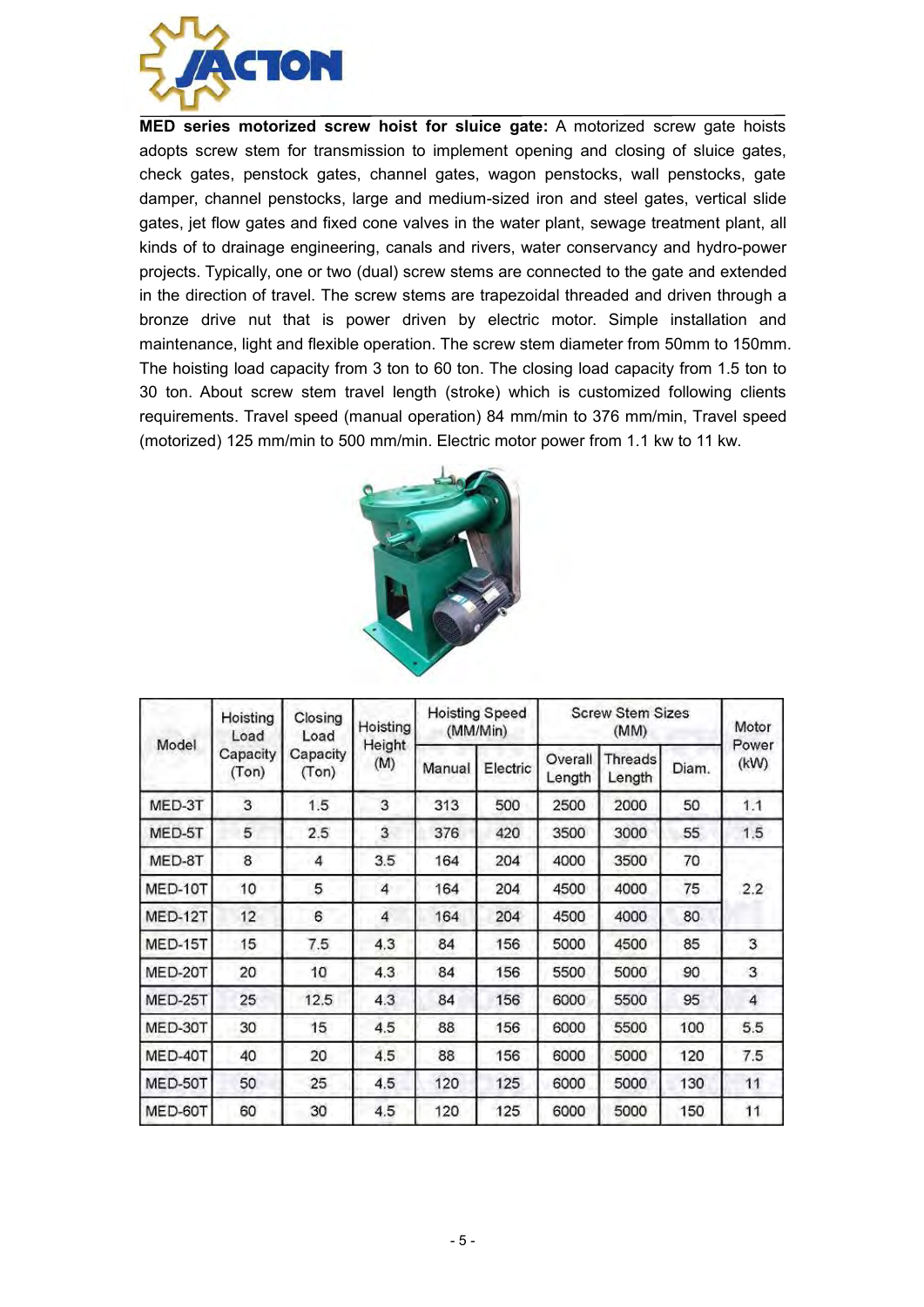**MED series motorized screw hoist for sluice gate:** A motorized screw gate hoists adopts screw stem for transmission to implement opening and closing of sluice gates, check gates, penstock gates, channel gates, wagon penstocks, wall penstocks, gate damper, channel penstocks, large and medium-sized iron and steel gates, vertical slide gates, jet flow gates and fixed cone valves in the water plant, sewage treatment plant, all kinds of to drainage engineering, canals and rivers, water conservancy and hydro-power projects. Typically, one or two (dual) screw stems are connected to the gate and extended in the direction of travel. The screw stems are trapezoidal threaded and driven through a bronze drive nut that is power driven by electric motor. Simple installation and maintenance, light and flexible operation. The screw stem diameter from 50mm to 150mm. The hoisting load capacity from 3 ton to 60 ton. The closing load capacity from 1.5 ton to 30 ton. About screw stem travel length (stroke) which is customized following clients requirements. Travel speed (manual operation) 84 mm/min to 376 mm/min, Travel speed (motorized) 125 mm/min to 500 mm/min. Electric motor power from 1.1 kw to 11 kw.

| Model | Hoisting Load Capacity (Ton) | Closing Load Capacity (Ton) | Hoisting Height (M) | Hoisting Speed (MM/Min) | | Screw Stem Sizes (MM) | | | Motor Power (kW) |
|---|---|---|---|---|---|---|---|---|---|
| | | | | Manual | Electric | Overall Length | Threads Length | Diam. | |
| MED-3T | 3 | 1.5 | 3 | 313 | 500 | 2500 | 2000 | 50 | 1.1 |
| MED-5T | 5 | 2.5 | 3 | 376 | 420 | 3500 | 3000 | 55 | 1.5 |
| MED-8T | 8 | 4 | 3.5 | 164 | 204 | 4000 | 3500 | 70 | 2.2 |
| MED-10T | 10 | 5 | 4 | 164 | 204 | 4500 | 4000 | 75 | |
| MED-12T | 12 | 6 | 4 | 164 | 204 | 4500 | 4000 | 80 | |
| MED-15T | 15 | 7.5 | 4.3 | 84 | 156 | 5000 | 4500 | 85 | 3 |
| MED-20T | 20 | 10 | 4.3 | 84 | 156 | 5500 | 5000 | 90 | 3 |
| MED-25T | 25 | 12.5 | 4.3 | 84 | 156 | 6000 | 5500 | 95 | 4 |
| MED-30T | 30 | 15 | 4.5 | 88 | 156 | 6000 | 5500 | 100 | 5.5 |
| MED-40T | 40 | 20 | 4.5 | 88 | 156 | 6000 | 5000 | 120 | 7.5 |
| MED-50T | 50 | 25 | 4.5 | 120 | 125 | 6000 | 5000 | 130 | 11 |
| MED-60T | 60 | 30 | 4.5 | 120 | 125 | 6000 | 5000 | 150 | 11 |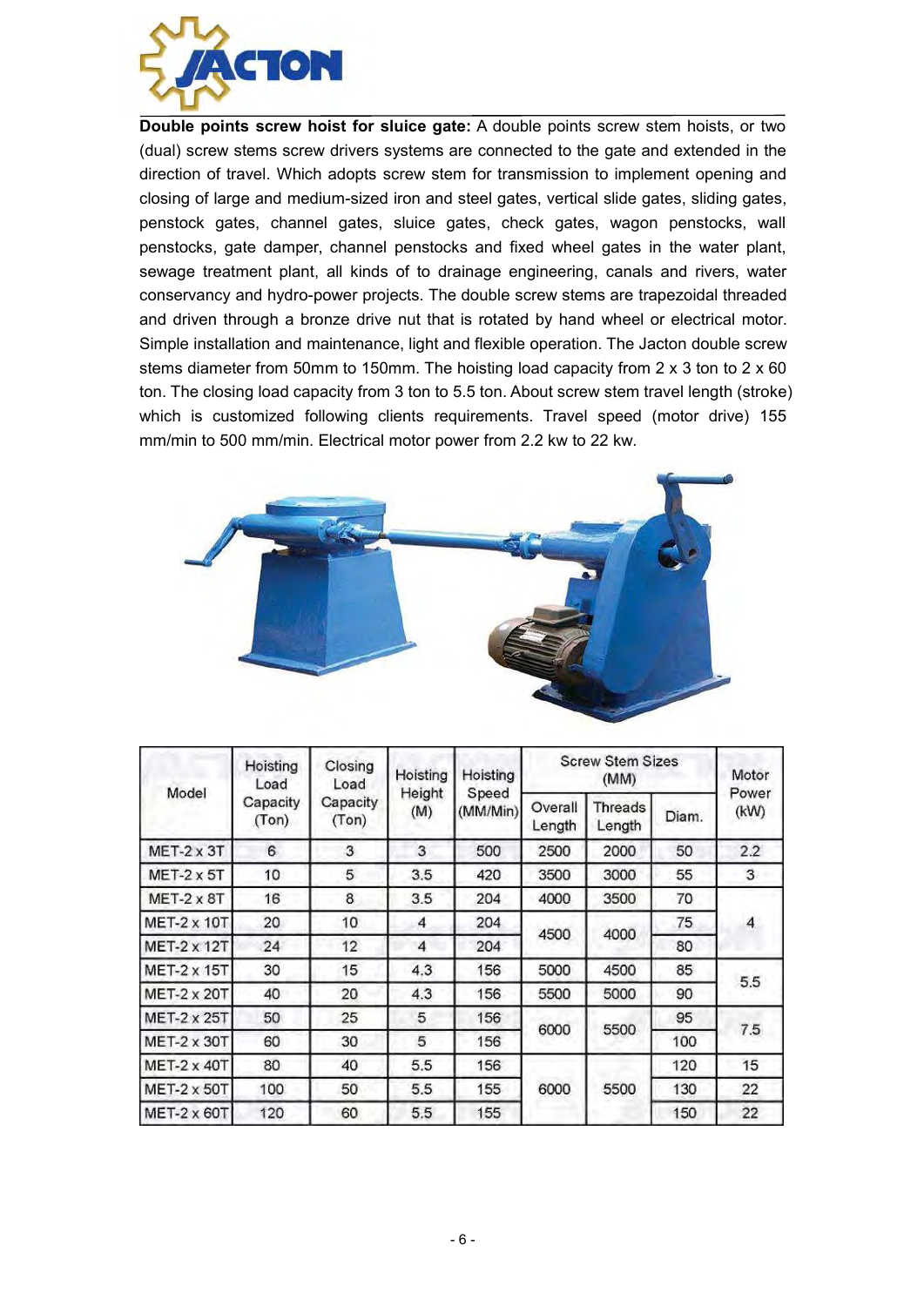**Double points screw hoist for sluice gate:** A double points screw stem hoists, or two (dual) screw stems screw drivers systems are connected to the gate and extended in the direction of travel. Which adopts screw stem for transmission to implement opening and closing of large and medium-sized iron and steel gates, vertical slide gates, sliding gates, penstock gates, channel gates, sluice gates, check gates, wagon penstocks, wall penstocks, gate damper, channel penstocks and fixed wheel gates in the water plant, sewage treatment plant, all kinds of to drainage engineering, canals and rivers, water conservancy and hydro-power projects. The double screw stems are trapezoidal threaded and driven through a bronze drive nut that is rotated by hand wheel or electrical motor. Simple installation and maintenance, light and flexible operation. The Jacton double screw stems diameter from 50mm to 150mm. The hoisting load capacity from 2 x 3 ton to 2 x 60 ton. The closing load capacity from 3 ton to 5.5 ton. About screw stem travel length (stroke) which is customized following clients requirements. Travel speed (motor drive) 155 mm/min to 500 mm/min. Electrical motor power from 2.2 kw to 22 kw.

| Model | Hoisting Load Capacity (Ton) | Closing Load Capacity (Ton) | Hoisting Height (M) | Hoisting Speed (MM/Min) | Screw Stem Sizes (MM) | | | Motor Power (kW) |
|---|---|---|---|---|---|---|---|---|
| | | | | | Overall Length | Threads Length | Diam. | |
| MET-2 x 3T | 6 | 3 | 3 | 500 | 2500 | 2000 | 50 | 2.2 |
| MET-2 x 5T | 10 | 5 | 3.5 | 420 | 3500 | 3000 | 55 | 3 |
| MET-2 x 8T | 16 | 8 | 3.5 | 204 | 4000 | 3500 | 70 | 4 |
| MET-2 x 10T | 20 | 10 | 4 | 204 | 4500 | 4000 | 75 | |
| MET-2 x 12T | 24 | 12 | 4 | 204 | | | 80 | |
| MET-2 x 15T | 30 | 15 | 4.3 | 156 | 5000 | 4500 | 85 | 5.5 |
| MET-2 x 20T | 40 | 20 | 4.3 | 156 | 5500 | 5000 | 90 | |
| MET-2 x 25T | 50 | 25 | 5 | 156 | 6000 | 5500 | 95 | 7.5 |
| MET-2 x 30T | 60 | 30 | 5 | 156 | | | 100 | |
| MET-2 x 40T | 80 | 40 | 5.5 | 156 | 6000 | 5500 | 120 | 15 |
| MET-2 x 50T | 100 | 50 | 5.5 | 155 | | | 130 | 22 |
| MET-2 x 60T | 120 | 60 | 5.5 | 155 | | | 150 | 22 |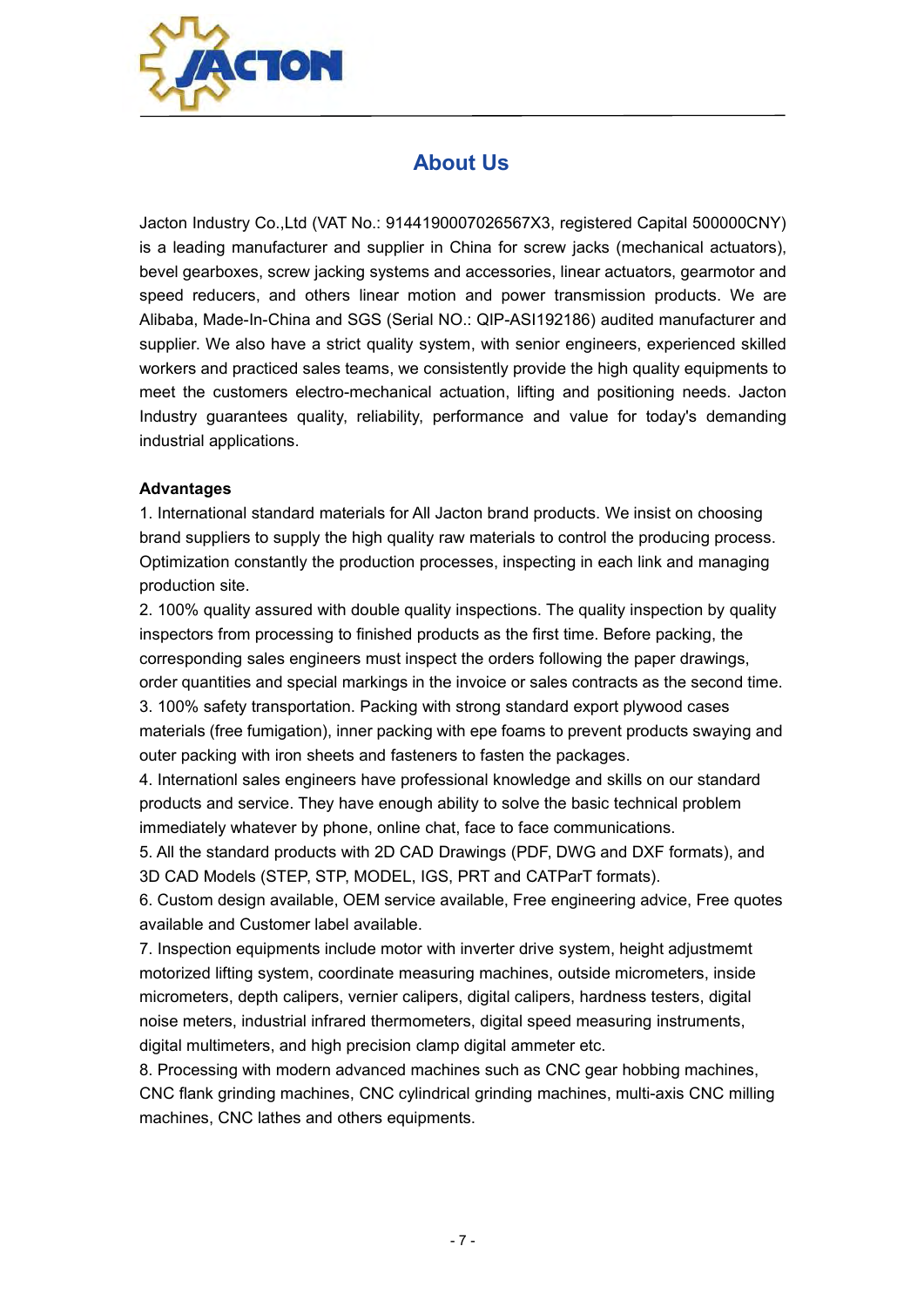## About Us

Jacton Industry Co.,Ltd (VAT No.: 9144190007026567X3, registered Capital 500000CNY) is a leading manufacturer and supplier in China for screw jacks (mechanical actuators), bevel gearboxes, screw jacking systems and accessories, linear actuators, gearmotor and speed reducers, and others linear motion and power transmission products. We are Alibaba, Made-In-China and SGS (Serial NO.: QIP-ASI192186) audited manufacturer and supplier. We also have a strict quality system, with senior engineers, experienced skilled workers and practiced sales teams, we consistently provide the high quality equipments to meet the customers electro-mechanical actuation, lifting and positioning needs. Jacton Industry guarantees quality, reliability, performance and value for today's demanding industrial applications.

**Advantages**

1. International standard materials for All Jacton brand products. We insist on choosing brand suppliers to supply the high quality raw materials to control the producing process. Optimization constantly the production processes, inspecting in each link and managing production site.
2. 100% quality assured with double quality inspections. The quality inspection by quality inspectors from processing to finished products as the first time. Before packing, the corresponding sales engineers must inspect the orders following the paper drawings, order quantities and special markings in the invoice or sales contracts as the second time.
3. 100% safety transportation. Packing with strong standard export plywood cases materials (free fumigation), inner packing with epe foams to prevent products swaying and outer packing with iron sheets and fasteners to fasten the packages.
4. Internationl sales engineers have professional knowledge and skills on our standard products and service. They have enough ability to solve the basic technical problem immediately whatever by phone, online chat, face to face communications.
5. All the standard products with 2D CAD Drawings (PDF, DWG and DXF formats), and 3D CAD Models (STEP, STP, MODEL, IGS, PRT and CATParT formats).
6. Custom design available, OEM service available, Free engineering advice, Free quotes available and Customer label available.
7. Inspection equipments include motor with inverter drive system, height adjustmemt motorized lifting system, coordinate measuring machines, outside micrometers, inside micrometers, depth calipers, vernier calipers, digital calipers, hardness testers, digital noise meters, industrial infrared thermometers, digital speed measuring instruments, digital multimeters, and high precision clamp digital ammeter etc.
8. Processing with modern advanced machines such as CNC gear hobbing machines, CNC flank grinding machines, CNC cylindrical grinding machines, multi-axis CNC milling machines, CNC lathes and others equipments.